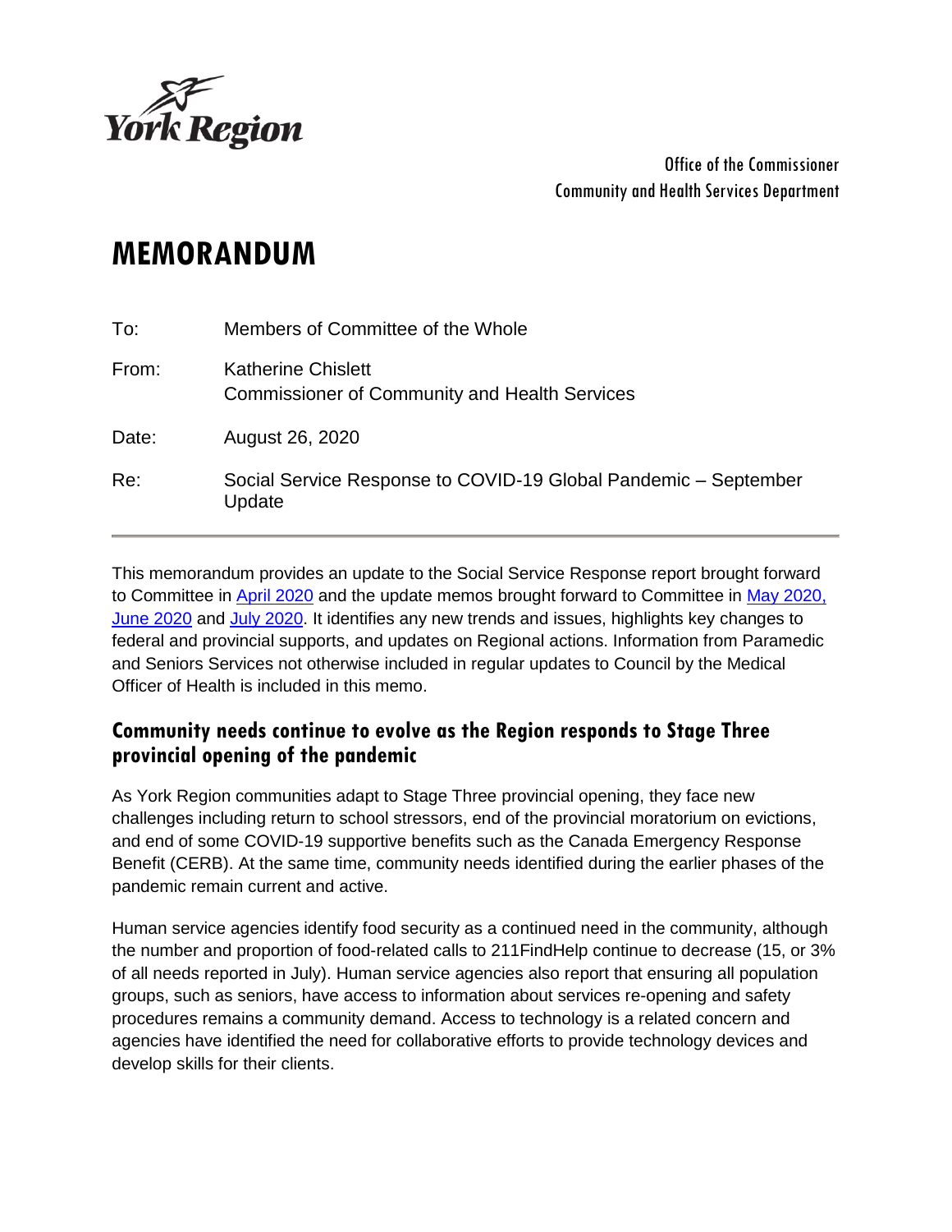York Region

Office of the Commissioner
Community and Health Services Department

# MEMORANDUM

To: Members of Committee of the Whole

From: Katherine Chislett
Commissioner of Community and Health Services

Date: August 26, 2020

Re: Social Service Response to COVID-19 Global Pandemic – September Update

---

This memorandum provides an update to the Social Service Response report brought forward to Committee in April 2020 and the update memos brought forward to Committee in May 2020, June 2020 and July 2020. It identifies any new trends and issues, highlights key changes to federal and provincial supports, and updates on Regional actions. Information from Paramedic and Seniors Services not otherwise included in regular updates to Council by the Medical Officer of Health is included in this memo.

## Community needs continue to evolve as the Region responds to Stage Three provincial opening of the pandemic

As York Region communities adapt to Stage Three provincial opening, they face new challenges including return to school stressors, end of the provincial moratorium on evictions, and end of some COVID-19 supportive benefits such as the Canada Emergency Response Benefit (CERB). At the same time, community needs identified during the earlier phases of the pandemic remain current and active.

Human service agencies identify food security as a continued need in the community, although the number and proportion of food-related calls to 211FindHelp continue to decrease (15, or 3% of all needs reported in July). Human service agencies also report that ensuring all population groups, such as seniors, have access to information about services re-opening and safety procedures remains a community demand. Access to technology is a related concern and agencies have identified the need for collaborative efforts to provide technology devices and develop skills for their clients.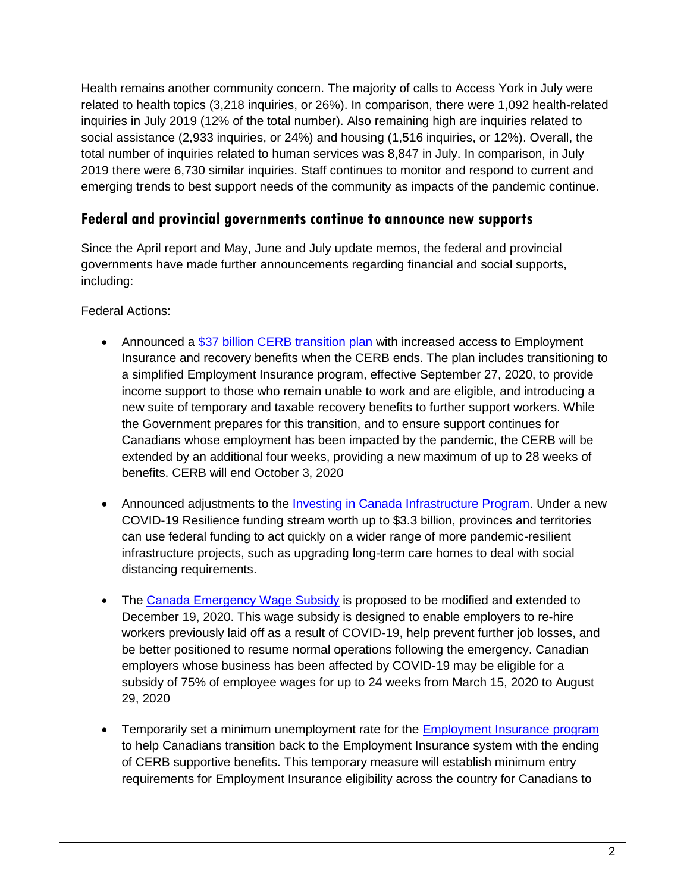Health remains another community concern. The majority of calls to Access York in July were related to health topics (3,218 inquiries, or 26%). In comparison, there were 1,092 health-related inquiries in July 2019 (12% of the total number). Also remaining high are inquiries related to social assistance (2,933 inquiries, or 24%) and housing (1,516 inquiries, or 12%). Overall, the total number of inquiries related to human services was 8,847 in July. In comparison, in July 2019 there were 6,730 similar inquiries. Staff continues to monitor and respond to current and emerging trends to best support needs of the community as impacts of the pandemic continue.

## Federal and provincial governments continue to announce new supports

Since the April report and May, June and July update memos, the federal and provincial governments have made further announcements regarding financial and social supports, including:

Federal Actions:

- Announced a [$37 billion CERB transition plan]() with increased access to Employment Insurance and recovery benefits when the CERB ends. The plan includes transitioning to a simplified Employment Insurance program, effective September 27, 2020, to provide income support to those who remain unable to work and are eligible, and introducing a new suite of temporary and taxable recovery benefits to further support workers. While the Government prepares for this transition, and to ensure support continues for Canadians whose employment has been impacted by the pandemic, the CERB will be extended by an additional four weeks, providing a new maximum of up to 28 weeks of benefits. CERB will end October 3, 2020

- Announced adjustments to the [Investing in Canada Infrastructure Program](). Under a new COVID-19 Resilience funding stream worth up to $3.3 billion, provinces and territories can use federal funding to act quickly on a wider range of more pandemic-resilient infrastructure projects, such as upgrading long-term care homes to deal with social distancing requirements.

- The [Canada Emergency Wage Subsidy]() is proposed to be modified and extended to December 19, 2020. This wage subsidy is designed to enable employers to re-hire workers previously laid off as a result of COVID-19, help prevent further job losses, and be better positioned to resume normal operations following the emergency. Canadian employers whose business has been affected by COVID-19 may be eligible for a subsidy of 75% of employee wages for up to 24 weeks from March 15, 2020 to August 29, 2020

- Temporarily set a minimum unemployment rate for the [Employment Insurance program]() to help Canadians transition back to the Employment Insurance system with the ending of CERB supportive benefits. This temporary measure will establish minimum entry requirements for Employment Insurance eligibility across the country for Canadians to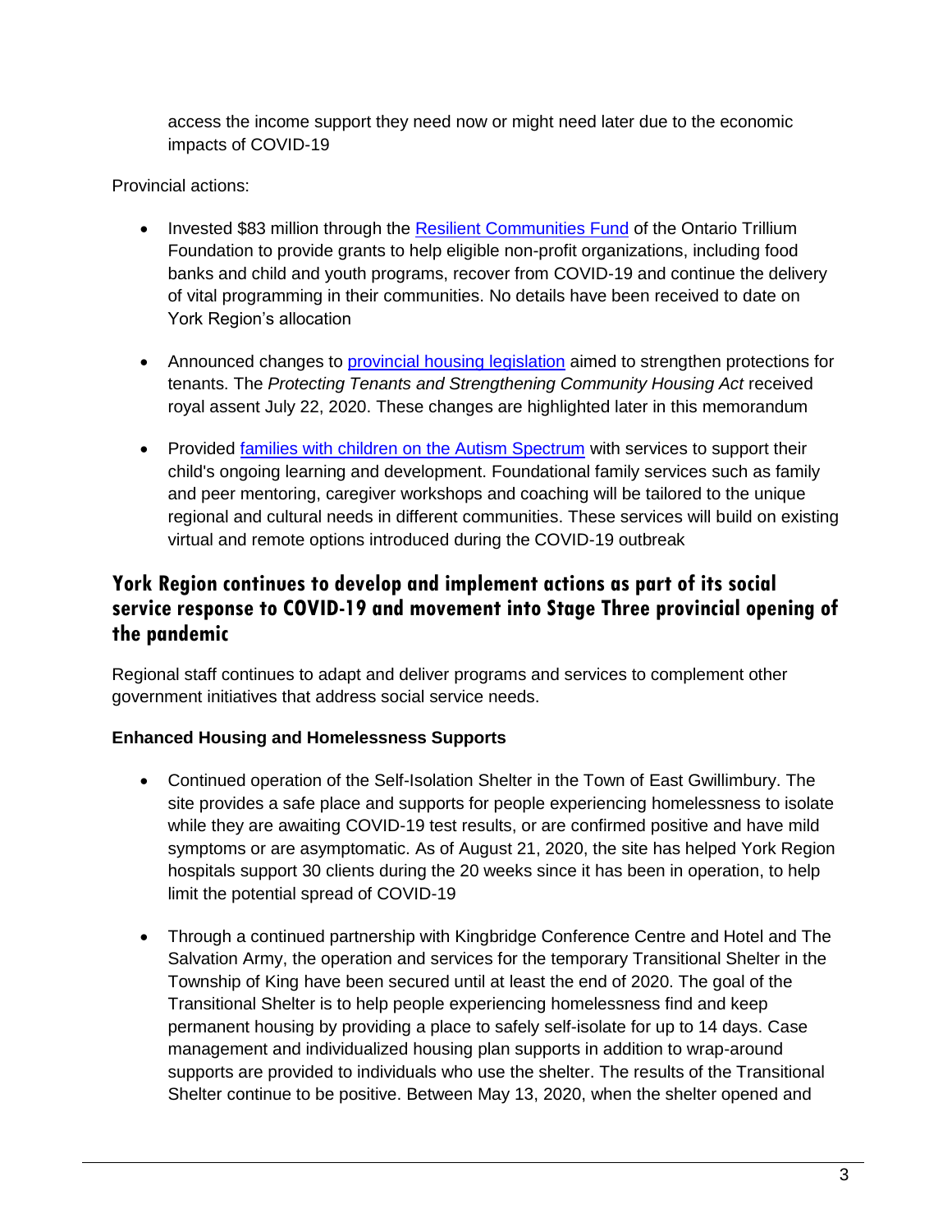access the income support they need now or might need later due to the economic impacts of COVID-19

Provincial actions:

- Invested $83 million through the [Resilient Communities Fund](#) of the Ontario Trillium Foundation to provide grants to help eligible non-profit organizations, including food banks and child and youth programs, recover from COVID-19 and continue the delivery of vital programming in their communities. No details have been received to date on York Region's allocation
- Announced changes to [provincial housing legislation](#) aimed to strengthen protections for tenants. The *Protecting Tenants and Strengthening Community Housing Act* received royal assent July 22, 2020. These changes are highlighted later in this memorandum
- Provided [families with children on the Autism Spectrum](#) with services to support their child's ongoing learning and development. Foundational family services such as family and peer mentoring, caregiver workshops and coaching will be tailored to the unique regional and cultural needs in different communities. These services will build on existing virtual and remote options introduced during the COVID-19 outbreak

## York Region continues to develop and implement actions as part of its social service response to COVID-19 and movement into Stage Three provincial opening of the pandemic

Regional staff continues to adapt and deliver programs and services to complement other government initiatives that address social service needs.

**Enhanced Housing and Homelessness Supports**

- Continued operation of the Self-Isolation Shelter in the Town of East Gwillimbury. The site provides a safe place and supports for people experiencing homelessness to isolate while they are awaiting COVID-19 test results, or are confirmed positive and have mild symptoms or are asymptomatic. As of August 21, 2020, the site has helped York Region hospitals support 30 clients during the 20 weeks since it has been in operation, to help limit the potential spread of COVID-19
- Through a continued partnership with Kingbridge Conference Centre and Hotel and The Salvation Army, the operation and services for the temporary Transitional Shelter in the Township of King have been secured until at least the end of 2020. The goal of the Transitional Shelter is to help people experiencing homelessness find and keep permanent housing by providing a place to safely self-isolate for up to 14 days. Case management and individualized housing plan supports in addition to wrap-around supports are provided to individuals who use the shelter. The results of the Transitional Shelter continue to be positive. Between May 13, 2020, when the shelter opened and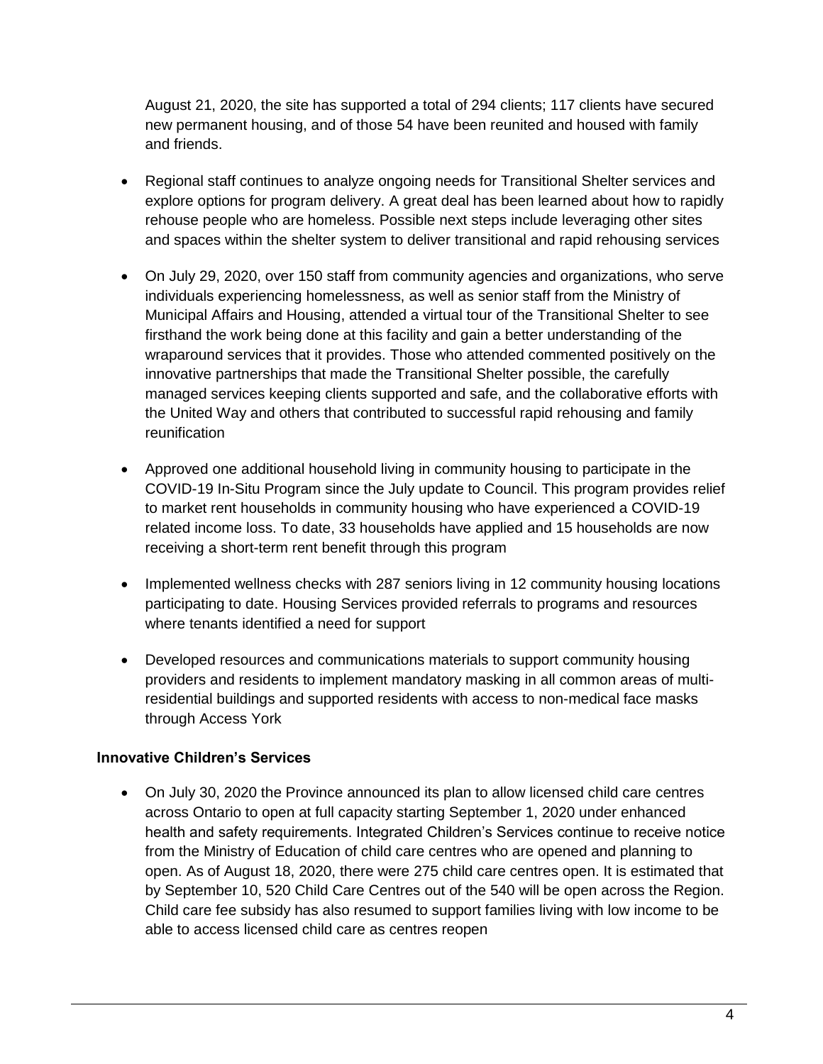August 21, 2020, the site has supported a total of 294 clients; 117 clients have secured new permanent housing, and of those 54 have been reunited and housed with family and friends.

- Regional staff continues to analyze ongoing needs for Transitional Shelter services and explore options for program delivery. A great deal has been learned about how to rapidly rehouse people who are homeless. Possible next steps include leveraging other sites and spaces within the shelter system to deliver transitional and rapid rehousing services
- On July 29, 2020, over 150 staff from community agencies and organizations, who serve individuals experiencing homelessness, as well as senior staff from the Ministry of Municipal Affairs and Housing, attended a virtual tour of the Transitional Shelter to see firsthand the work being done at this facility and gain a better understanding of the wraparound services that it provides. Those who attended commented positively on the innovative partnerships that made the Transitional Shelter possible, the carefully managed services keeping clients supported and safe, and the collaborative efforts with the United Way and others that contributed to successful rapid rehousing and family reunification
- Approved one additional household living in community housing to participate in the COVID-19 In-Situ Program since the July update to Council. This program provides relief to market rent households in community housing who have experienced a COVID-19 related income loss. To date, 33 households have applied and 15 households are now receiving a short-term rent benefit through this program
- Implemented wellness checks with 287 seniors living in 12 community housing locations participating to date. Housing Services provided referrals to programs and resources where tenants identified a need for support
- Developed resources and communications materials to support community housing providers and residents to implement mandatory masking in all common areas of multi-residential buildings and supported residents with access to non-medical face masks through Access York

**Innovative Children's Services**

- On July 30, 2020 the Province announced its plan to allow licensed child care centres across Ontario to open at full capacity starting September 1, 2020 under enhanced health and safety requirements. Integrated Children's Services continue to receive notice from the Ministry of Education of child care centres who are opened and planning to open. As of August 18, 2020, there were 275 child care centres open. It is estimated that by September 10, 520 Child Care Centres out of the 540 will be open across the Region. Child care fee subsidy has also resumed to support families living with low income to be able to access licensed child care as centres reopen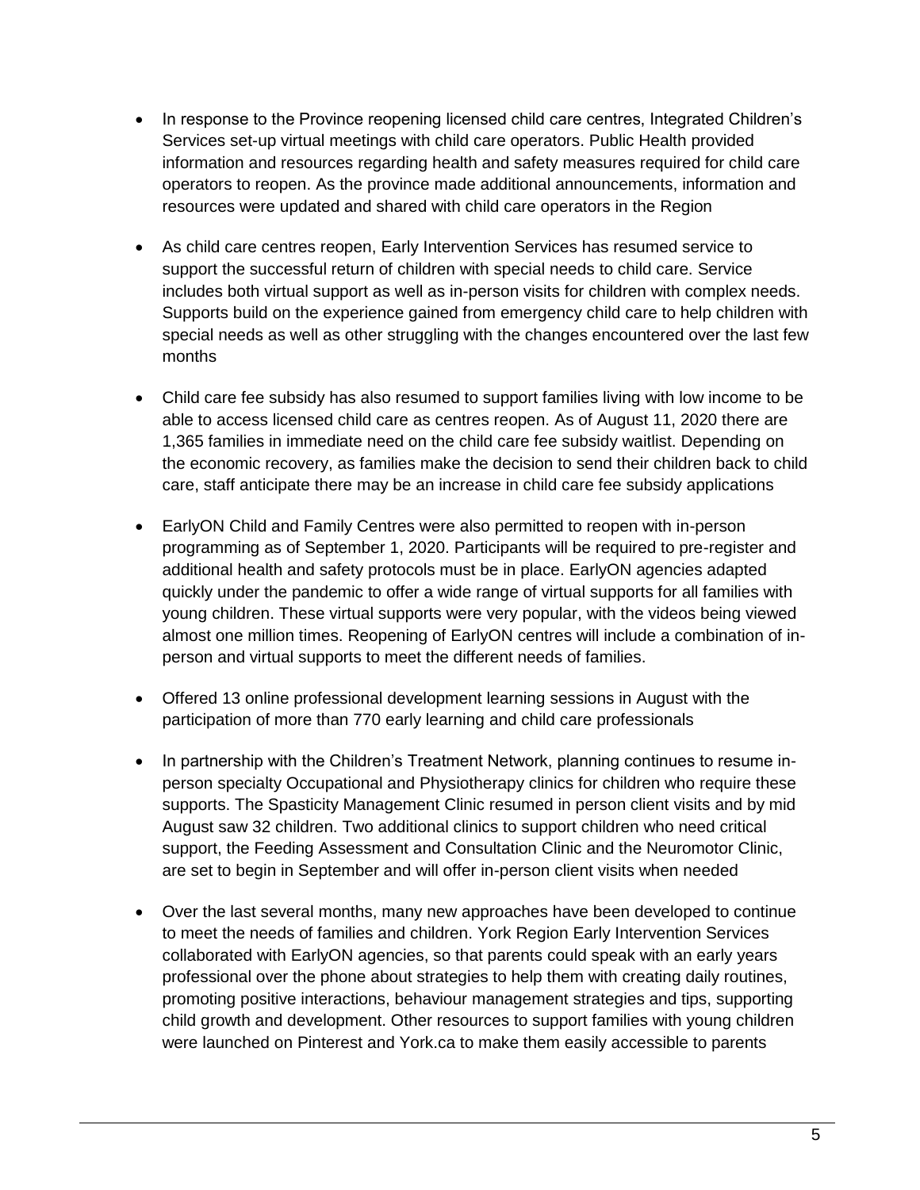- In response to the Province reopening licensed child care centres, Integrated Children's Services set-up virtual meetings with child care operators. Public Health provided information and resources regarding health and safety measures required for child care operators to reopen. As the province made additional announcements, information and resources were updated and shared with child care operators in the Region

- As child care centres reopen, Early Intervention Services has resumed service to support the successful return of children with special needs to child care. Service includes both virtual support as well as in-person visits for children with complex needs. Supports build on the experience gained from emergency child care to help children with special needs as well as other struggling with the changes encountered over the last few months

- Child care fee subsidy has also resumed to support families living with low income to be able to access licensed child care as centres reopen. As of August 11, 2020 there are 1,365 families in immediate need on the child care fee subsidy waitlist. Depending on the economic recovery, as families make the decision to send their children back to child care, staff anticipate there may be an increase in child care fee subsidy applications

- EarlyON Child and Family Centres were also permitted to reopen with in-person programming as of September 1, 2020. Participants will be required to pre-register and additional health and safety protocols must be in place. EarlyON agencies adapted quickly under the pandemic to offer a wide range of virtual supports for all families with young children. These virtual supports were very popular, with the videos being viewed almost one million times. Reopening of EarlyON centres will include a combination of in-person and virtual supports to meet the different needs of families.

- Offered 13 online professional development learning sessions in August with the participation of more than 770 early learning and child care professionals

- In partnership with the Children's Treatment Network, planning continues to resume in-person specialty Occupational and Physiotherapy clinics for children who require these supports. The Spasticity Management Clinic resumed in person client visits and by mid August saw 32 children. Two additional clinics to support children who need critical support, the Feeding Assessment and Consultation Clinic and the Neuromotor Clinic, are set to begin in September and will offer in-person client visits when needed

- Over the last several months, many new approaches have been developed to continue to meet the needs of families and children. York Region Early Intervention Services collaborated with EarlyON agencies, so that parents could speak with an early years professional over the phone about strategies to help them with creating daily routines, promoting positive interactions, behaviour management strategies and tips, supporting child growth and development. Other resources to support families with young children were launched on Pinterest and York.ca to make them easily accessible to parents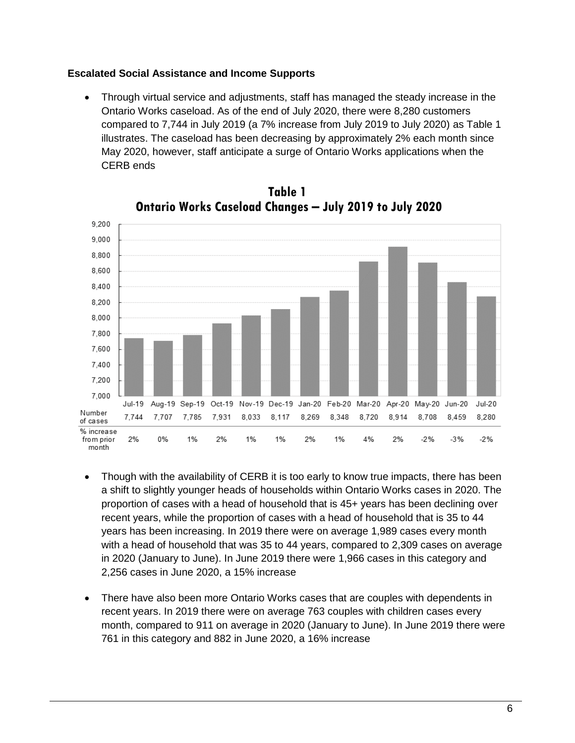**Escalated Social Assistance and Income Supports**

- Through virtual service and adjustments, staff has managed the steady increase in the Ontario Works caseload. As of the end of July 2020, there were 8,280 customers compared to 7,744 in July 2019 (a 7% increase from July 2019 to July 2020) as Table 1 illustrates. The caseload has been decreasing by approximately 2% each month since May 2020, however, staff anticipate a surge of Ontario Works applications when the CERB ends

**Table 1**
**Ontario Works Caseload Changes – July 2019 to July 2020**

| | Jul-19 | Aug-19 | Sep-19 | Oct-19 | Nov-19 | Dec-19 | Jan-20 | Feb-20 | Mar-20 | Apr-20 | May-20 | Jun-20 | Jul-20 |
|---|---|---|---|---|---|---|---|---|---|---|---|---|---|
| Number of cases | 7,744 | 7,707 | 7,785 | 7,931 | 8,033 | 8,117 | 8,269 | 8,348 | 8,720 | 8,914 | 8,708 | 8,459 | 8,280 |
| % increase from prior month | 2% | 0% | 1% | 2% | 1% | 1% | 2% | 1% | 4% | 2% | -2% | -3% | -2% |

- Though with the availability of CERB it is too early to know true impacts, there has been a shift to slightly younger heads of households within Ontario Works cases in 2020. The proportion of cases with a head of household that is 45+ years has been declining over recent years, while the proportion of cases with a head of household that is 35 to 44 years has been increasing. In 2019 there were on average 1,989 cases every month with a head of household that was 35 to 44 years, compared to 2,309 cases on average in 2020 (January to June). In June 2019 there were 1,966 cases in this category and 2,256 cases in June 2020, a 15% increase

- There have also been more Ontario Works cases that are couples with dependents in recent years. In 2019 there were on average 763 couples with children cases every month, compared to 911 on average in 2020 (January to June). In June 2019 there were 761 in this category and 882 in June 2020, a 16% increase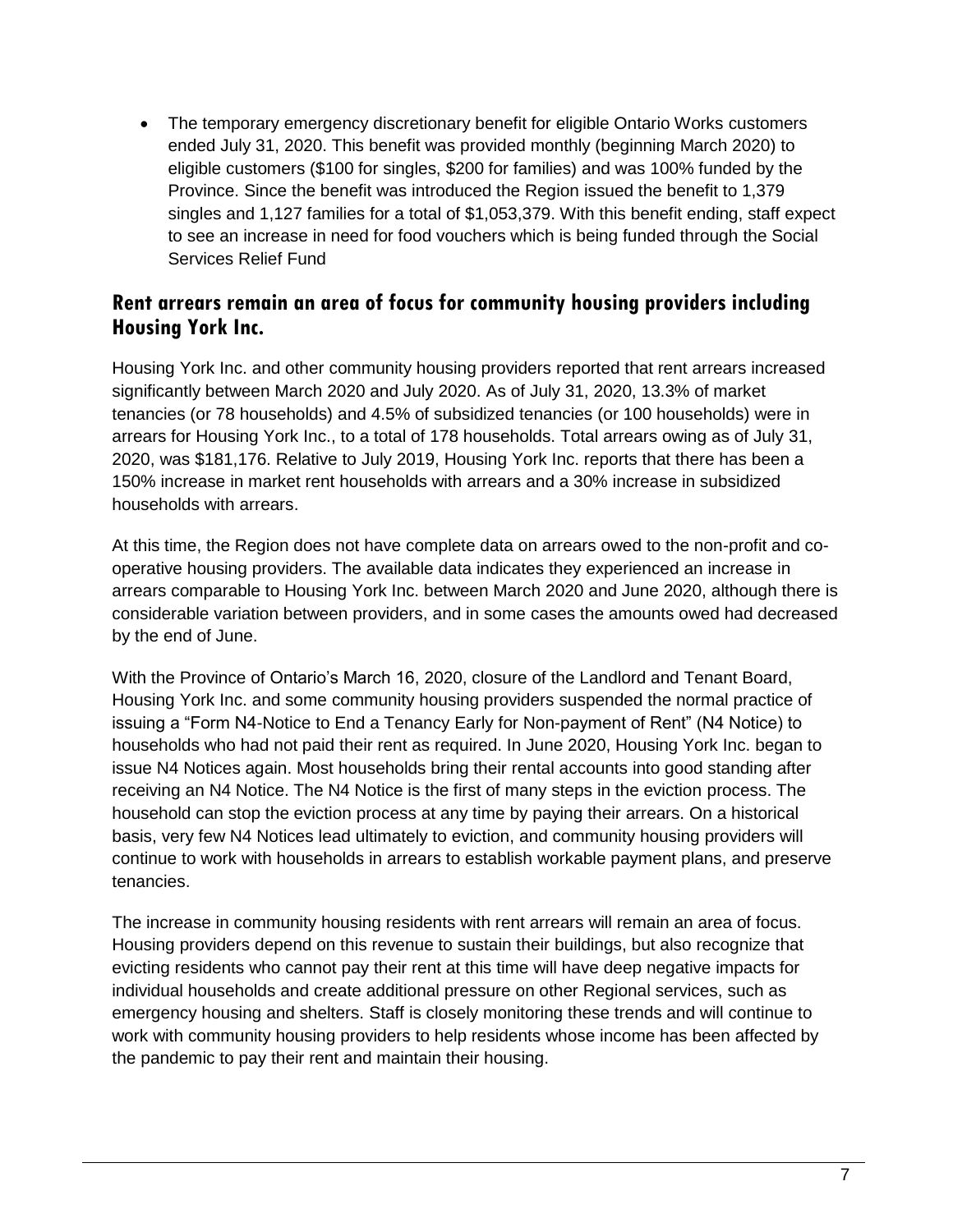- The temporary emergency discretionary benefit for eligible Ontario Works customers ended July 31, 2020. This benefit was provided monthly (beginning March 2020) to eligible customers ($100 for singles, $200 for families) and was 100% funded by the Province. Since the benefit was introduced the Region issued the benefit to 1,379 singles and 1,127 families for a total of $1,053,379. With this benefit ending, staff expect to see an increase in need for food vouchers which is being funded through the Social Services Relief Fund

## Rent arrears remain an area of focus for community housing providers including Housing York Inc.

Housing York Inc. and other community housing providers reported that rent arrears increased significantly between March 2020 and July 2020. As of July 31, 2020, 13.3% of market tenancies (or 78 households) and 4.5% of subsidized tenancies (or 100 households) were in arrears for Housing York Inc., to a total of 178 households. Total arrears owing as of July 31, 2020, was $181,176. Relative to July 2019, Housing York Inc. reports that there has been a 150% increase in market rent households with arrears and a 30% increase in subsidized households with arrears.

At this time, the Region does not have complete data on arrears owed to the non-profit and co-operative housing providers. The available data indicates they experienced an increase in arrears comparable to Housing York Inc. between March 2020 and June 2020, although there is considerable variation between providers, and in some cases the amounts owed had decreased by the end of June.

With the Province of Ontario's March 16, 2020, closure of the Landlord and Tenant Board, Housing York Inc. and some community housing providers suspended the normal practice of issuing a "Form N4-Notice to End a Tenancy Early for Non-payment of Rent" (N4 Notice) to households who had not paid their rent as required. In June 2020, Housing York Inc. began to issue N4 Notices again. Most households bring their rental accounts into good standing after receiving an N4 Notice. The N4 Notice is the first of many steps in the eviction process. The household can stop the eviction process at any time by paying their arrears. On a historical basis, very few N4 Notices lead ultimately to eviction, and community housing providers will continue to work with households in arrears to establish workable payment plans, and preserve tenancies.

The increase in community housing residents with rent arrears will remain an area of focus. Housing providers depend on this revenue to sustain their buildings, but also recognize that evicting residents who cannot pay their rent at this time will have deep negative impacts for individual households and create additional pressure on other Regional services, such as emergency housing and shelters. Staff is closely monitoring these trends and will continue to work with community housing providers to help residents whose income has been affected by the pandemic to pay their rent and maintain their housing.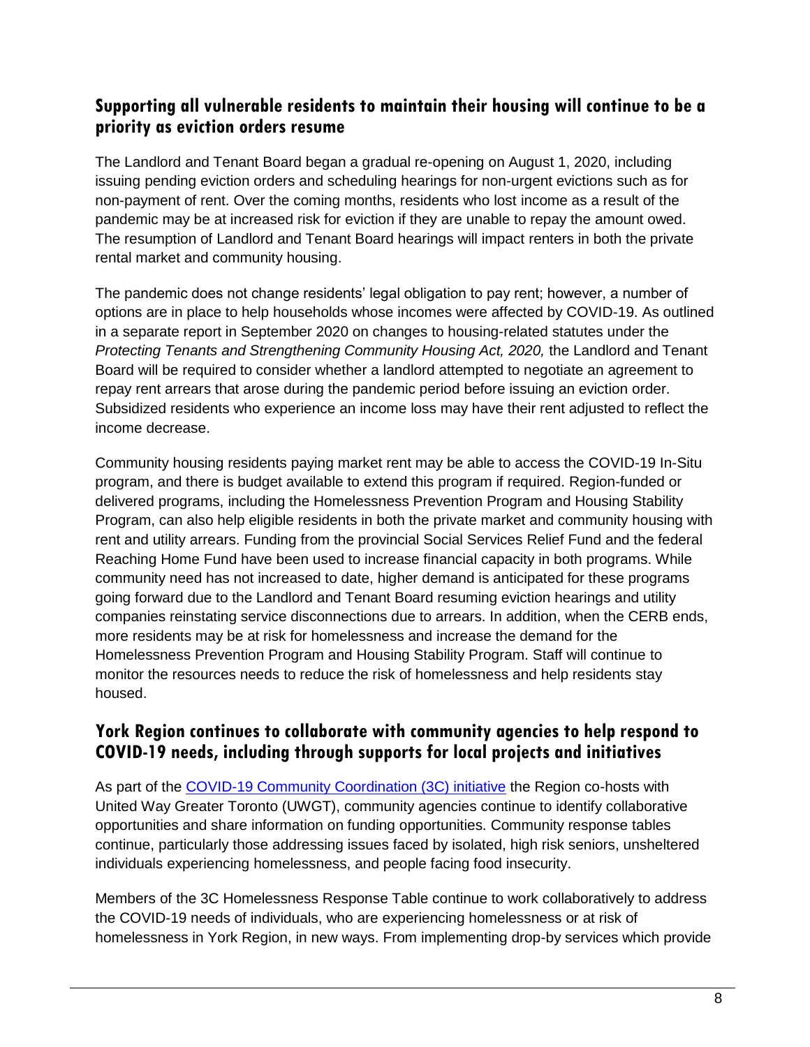## Supporting all vulnerable residents to maintain their housing will continue to be a priority as eviction orders resume

The Landlord and Tenant Board began a gradual re-opening on August 1, 2020, including issuing pending eviction orders and scheduling hearings for non-urgent evictions such as for non-payment of rent. Over the coming months, residents who lost income as a result of the pandemic may be at increased risk for eviction if they are unable to repay the amount owed. The resumption of Landlord and Tenant Board hearings will impact renters in both the private rental market and community housing.

The pandemic does not change residents' legal obligation to pay rent; however, a number of options are in place to help households whose incomes were affected by COVID-19. As outlined in a separate report in September 2020 on changes to housing-related statutes under the *Protecting Tenants and Strengthening Community Housing Act, 2020,* the Landlord and Tenant Board will be required to consider whether a landlord attempted to negotiate an agreement to repay rent arrears that arose during the pandemic period before issuing an eviction order. Subsidized residents who experience an income loss may have their rent adjusted to reflect the income decrease.

Community housing residents paying market rent may be able to access the COVID-19 In-Situ program, and there is budget available to extend this program if required. Region-funded or delivered programs, including the Homelessness Prevention Program and Housing Stability Program, can also help eligible residents in both the private market and community housing with rent and utility arrears. Funding from the provincial Social Services Relief Fund and the federal Reaching Home Fund have been used to increase financial capacity in both programs. While community need has not increased to date, higher demand is anticipated for these programs going forward due to the Landlord and Tenant Board resuming eviction hearings and utility companies reinstating service disconnections due to arrears. In addition, when the CERB ends, more residents may be at risk for homelessness and increase the demand for the Homelessness Prevention Program and Housing Stability Program. Staff will continue to monitor the resources needs to reduce the risk of homelessness and help residents stay housed.

## York Region continues to collaborate with community agencies to help respond to COVID-19 needs, including through supports for local projects and initiatives

As part of the [COVID-19 Community Coordination (3C) initiative] the Region co-hosts with United Way Greater Toronto (UWGT), community agencies continue to identify collaborative opportunities and share information on funding opportunities. Community response tables continue, particularly those addressing issues faced by isolated, high risk seniors, unsheltered individuals experiencing homelessness, and people facing food insecurity.

Members of the 3C Homelessness Response Table continue to work collaboratively to address the COVID-19 needs of individuals, who are experiencing homelessness or at risk of homelessness in York Region, in new ways. From implementing drop-by services which provide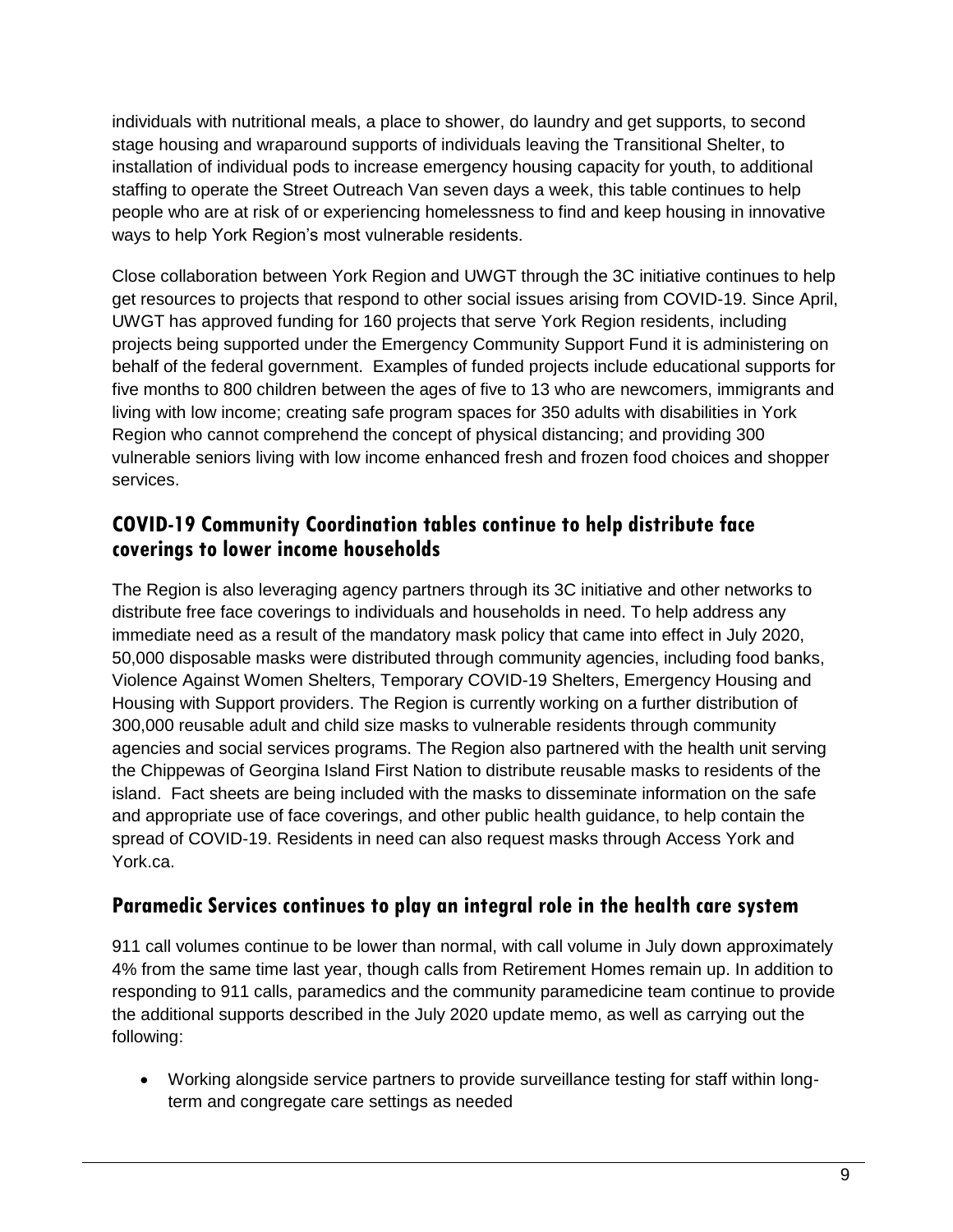individuals with nutritional meals, a place to shower, do laundry and get supports, to second stage housing and wraparound supports of individuals leaving the Transitional Shelter, to installation of individual pods to increase emergency housing capacity for youth, to additional staffing to operate the Street Outreach Van seven days a week, this table continues to help people who are at risk of or experiencing homelessness to find and keep housing in innovative ways to help York Region's most vulnerable residents.

Close collaboration between York Region and UWGT through the 3C initiative continues to help get resources to projects that respond to other social issues arising from COVID-19. Since April, UWGT has approved funding for 160 projects that serve York Region residents, including projects being supported under the Emergency Community Support Fund it is administering on behalf of the federal government. Examples of funded projects include educational supports for five months to 800 children between the ages of five to 13 who are newcomers, immigrants and living with low income; creating safe program spaces for 350 adults with disabilities in York Region who cannot comprehend the concept of physical distancing; and providing 300 vulnerable seniors living with low income enhanced fresh and frozen food choices and shopper services.

## COVID-19 Community Coordination tables continue to help distribute face coverings to lower income households

The Region is also leveraging agency partners through its 3C initiative and other networks to distribute free face coverings to individuals and households in need. To help address any immediate need as a result of the mandatory mask policy that came into effect in July 2020, 50,000 disposable masks were distributed through community agencies, including food banks, Violence Against Women Shelters, Temporary COVID-19 Shelters, Emergency Housing and Housing with Support providers. The Region is currently working on a further distribution of 300,000 reusable adult and child size masks to vulnerable residents through community agencies and social services programs. The Region also partnered with the health unit serving the Chippewas of Georgina Island First Nation to distribute reusable masks to residents of the island. Fact sheets are being included with the masks to disseminate information on the safe and appropriate use of face coverings, and other public health guidance, to help contain the spread of COVID-19. Residents in need can also request masks through Access York and York.ca.

## Paramedic Services continues to play an integral role in the health care system

911 call volumes continue to be lower than normal, with call volume in July down approximately 4% from the same time last year, though calls from Retirement Homes remain up. In addition to responding to 911 calls, paramedics and the community paramedicine team continue to provide the additional supports described in the July 2020 update memo, as well as carrying out the following:

- Working alongside service partners to provide surveillance testing for staff within long-term and congregate care settings as needed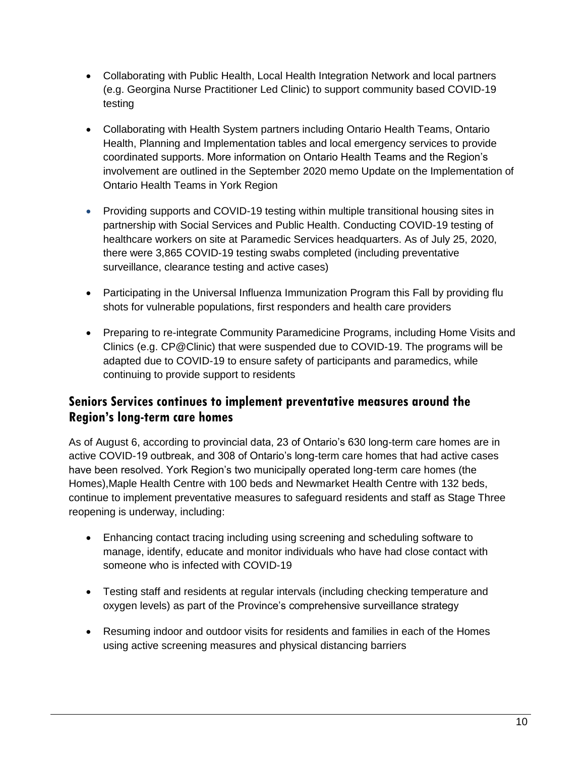- Collaborating with Public Health, Local Health Integration Network and local partners (e.g. Georgina Nurse Practitioner Led Clinic) to support community based COVID-19 testing
- Collaborating with Health System partners including Ontario Health Teams, Ontario Health, Planning and Implementation tables and local emergency services to provide coordinated supports. More information on Ontario Health Teams and the Region's involvement are outlined in the September 2020 memo Update on the Implementation of Ontario Health Teams in York Region
- Providing supports and COVID-19 testing within multiple transitional housing sites in partnership with Social Services and Public Health. Conducting COVID-19 testing of healthcare workers on site at Paramedic Services headquarters. As of July 25, 2020, there were 3,865 COVID-19 testing swabs completed (including preventative surveillance, clearance testing and active cases)
- Participating in the Universal Influenza Immunization Program this Fall by providing flu shots for vulnerable populations, first responders and health care providers
- Preparing to re-integrate Community Paramedicine Programs, including Home Visits and Clinics (e.g. CP@Clinic) that were suspended due to COVID-19. The programs will be adapted due to COVID-19 to ensure safety of participants and paramedics, while continuing to provide support to residents

## Seniors Services continues to implement preventative measures around the Region's long-term care homes

As of August 6, according to provincial data, 23 of Ontario's 630 long-term care homes are in active COVID-19 outbreak, and 308 of Ontario's long-term care homes that had active cases have been resolved. York Region's two municipally operated long-term care homes (the Homes),Maple Health Centre with 100 beds and Newmarket Health Centre with 132 beds, continue to implement preventative measures to safeguard residents and staff as Stage Three reopening is underway, including:

- Enhancing contact tracing including using screening and scheduling software to manage, identify, educate and monitor individuals who have had close contact with someone who is infected with COVID-19
- Testing staff and residents at regular intervals (including checking temperature and oxygen levels) as part of the Province's comprehensive surveillance strategy
- Resuming indoor and outdoor visits for residents and families in each of the Homes using active screening measures and physical distancing barriers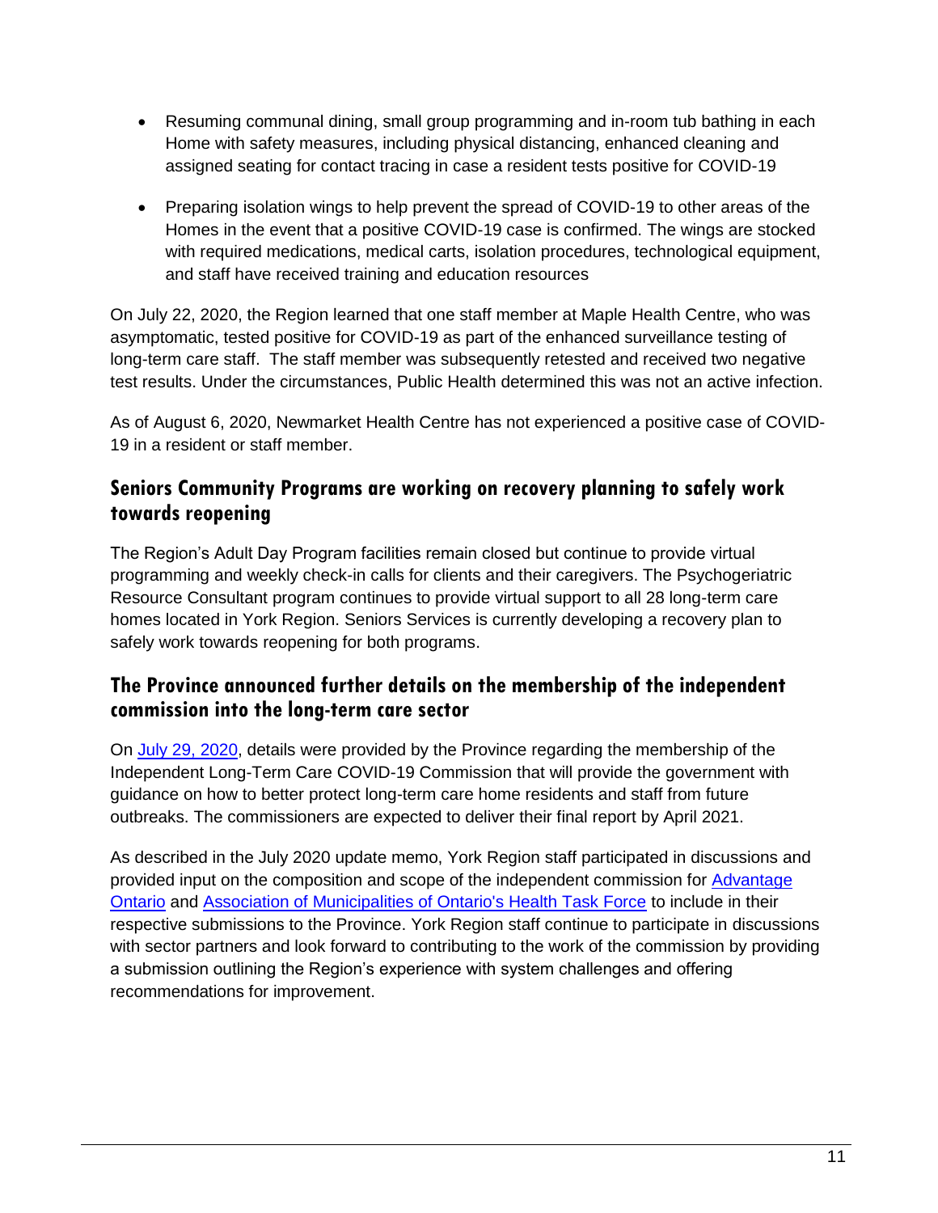- Resuming communal dining, small group programming and in-room tub bathing in each Home with safety measures, including physical distancing, enhanced cleaning and assigned seating for contact tracing in case a resident tests positive for COVID-19
- Preparing isolation wings to help prevent the spread of COVID-19 to other areas of the Homes in the event that a positive COVID-19 case is confirmed. The wings are stocked with required medications, medical carts, isolation procedures, technological equipment, and staff have received training and education resources

On July 22, 2020, the Region learned that one staff member at Maple Health Centre, who was asymptomatic, tested positive for COVID-19 as part of the enhanced surveillance testing of long-term care staff. The staff member was subsequently retested and received two negative test results. Under the circumstances, Public Health determined this was not an active infection.

As of August 6, 2020, Newmarket Health Centre has not experienced a positive case of COVID-19 in a resident or staff member.

## Seniors Community Programs are working on recovery planning to safely work towards reopening

The Region's Adult Day Program facilities remain closed but continue to provide virtual programming and weekly check-in calls for clients and their caregivers. The Psychogeriatric Resource Consultant program continues to provide virtual support to all 28 long-term care homes located in York Region. Seniors Services is currently developing a recovery plan to safely work towards reopening for both programs.

## The Province announced further details on the membership of the independent commission into the long-term care sector

On July 29, 2020, details were provided by the Province regarding the membership of the Independent Long-Term Care COVID-19 Commission that will provide the government with guidance on how to better protect long-term care home residents and staff from future outbreaks. The commissioners are expected to deliver their final report by April 2021.

As described in the July 2020 update memo, York Region staff participated in discussions and provided input on the composition and scope of the independent commission for Advantage Ontario and Association of Municipalities of Ontario's Health Task Force to include in their respective submissions to the Province. York Region staff continue to participate in discussions with sector partners and look forward to contributing to the work of the commission by providing a submission outlining the Region's experience with system challenges and offering recommendations for improvement.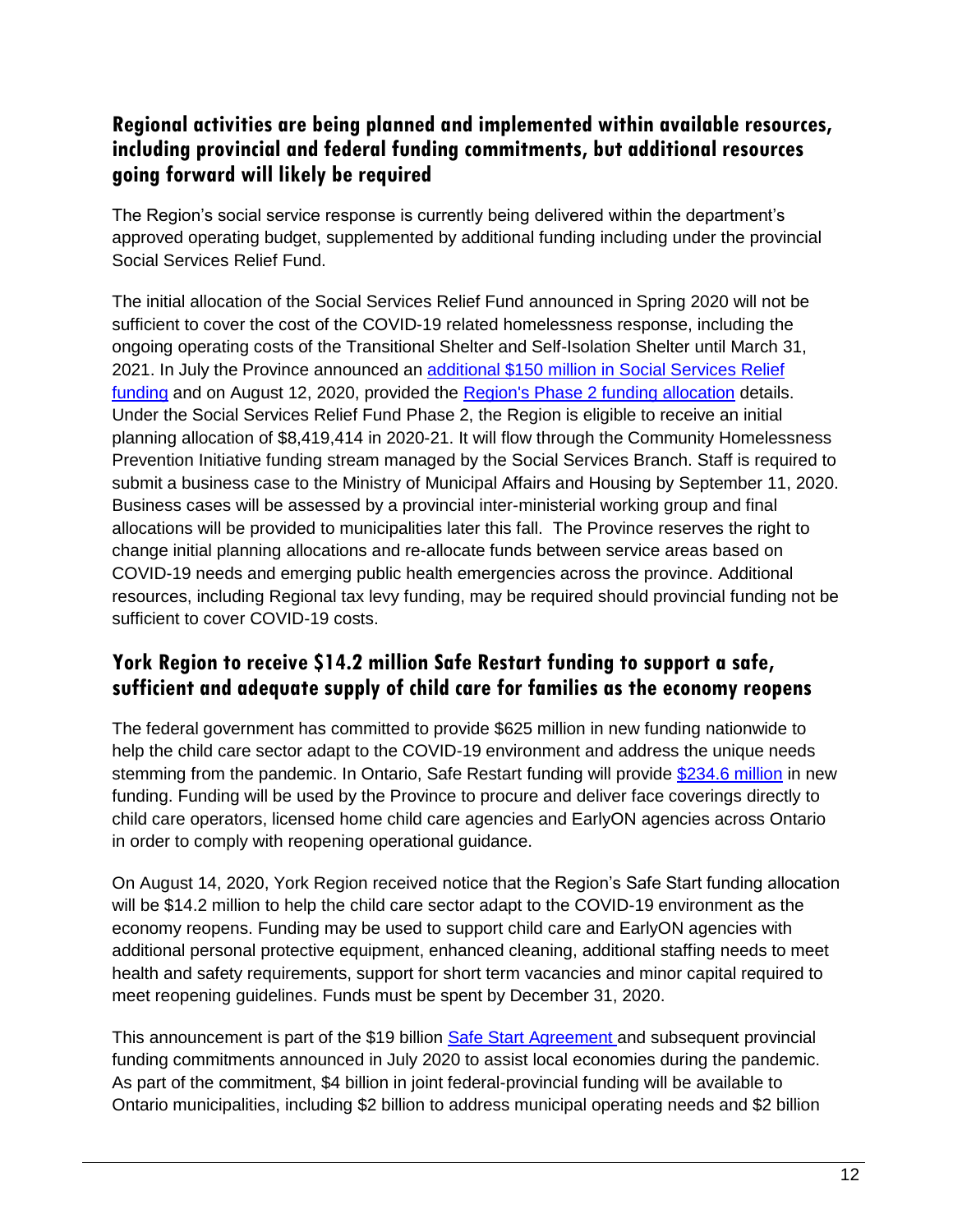## Regional activities are being planned and implemented within available resources, including provincial and federal funding commitments, but additional resources going forward will likely be required

The Region's social service response is currently being delivered within the department's approved operating budget, supplemented by additional funding including under the provincial Social Services Relief Fund.

The initial allocation of the Social Services Relief Fund announced in Spring 2020 will not be sufficient to cover the cost of the COVID-19 related homelessness response, including the ongoing operating costs of the Transitional Shelter and Self-Isolation Shelter until March 31, 2021. In July the Province announced an [additional $150 million in Social Services Relief funding] and on August 12, 2020, provided the [Region's Phase 2 funding allocation] details. Under the Social Services Relief Fund Phase 2, the Region is eligible to receive an initial planning allocation of $8,419,414 in 2020-21. It will flow through the Community Homelessness Prevention Initiative funding stream managed by the Social Services Branch. Staff is required to submit a business case to the Ministry of Municipal Affairs and Housing by September 11, 2020. Business cases will be assessed by a provincial inter-ministerial working group and final allocations will be provided to municipalities later this fall. The Province reserves the right to change initial planning allocations and re-allocate funds between service areas based on COVID-19 needs and emerging public health emergencies across the province. Additional resources, including Regional tax levy funding, may be required should provincial funding not be sufficient to cover COVID-19 costs.

## York Region to receive $14.2 million Safe Restart funding to support a safe, sufficient and adequate supply of child care for families as the economy reopens

The federal government has committed to provide $625 million in new funding nationwide to help the child care sector adapt to the COVID-19 environment and address the unique needs stemming from the pandemic. In Ontario, Safe Restart funding will provide [$234.6 million] in new funding. Funding will be used by the Province to procure and deliver face coverings directly to child care operators, licensed home child care agencies and EarlyON agencies across Ontario in order to comply with reopening operational guidance.

On August 14, 2020, York Region received notice that the Region's Safe Start funding allocation will be $14.2 million to help the child care sector adapt to the COVID-19 environment as the economy reopens. Funding may be used to support child care and EarlyON agencies with additional personal protective equipment, enhanced cleaning, additional staffing needs to meet health and safety requirements, support for short term vacancies and minor capital required to meet reopening guidelines. Funds must be spent by December 31, 2020.

This announcement is part of the $19 billion [Safe Start Agreement] and subsequent provincial funding commitments announced in July 2020 to assist local economies during the pandemic. As part of the commitment, $4 billion in joint federal-provincial funding will be available to Ontario municipalities, including $2 billion to address municipal operating needs and $2 billion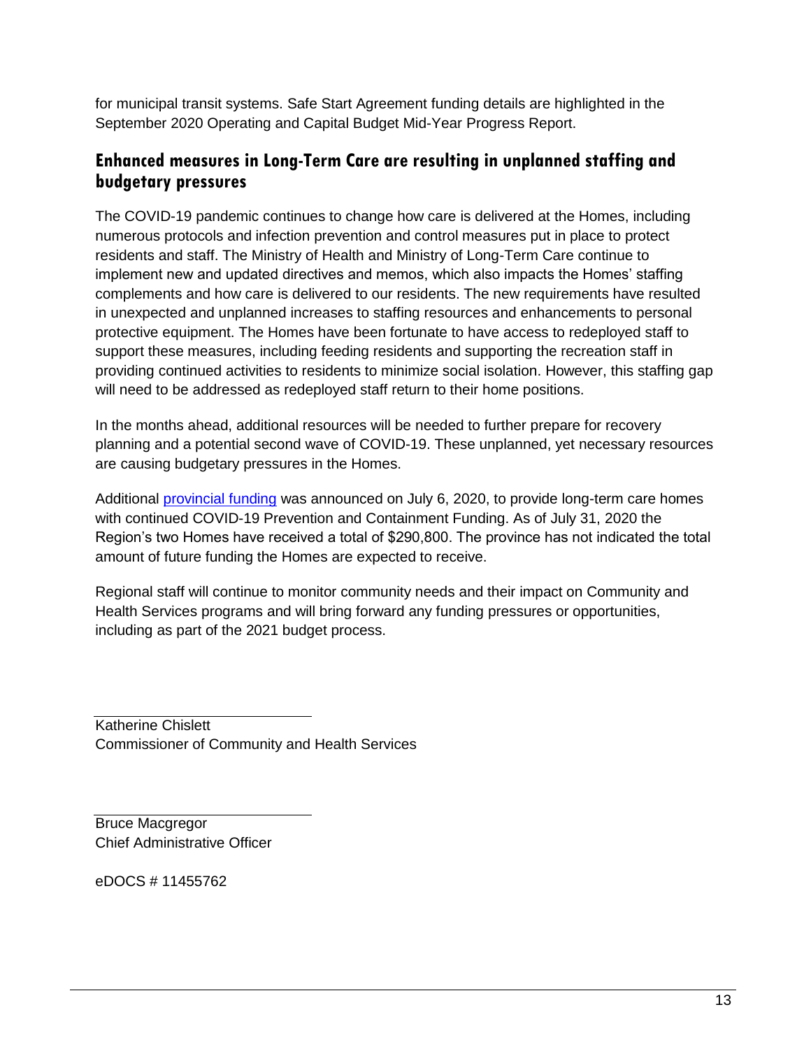for municipal transit systems. Safe Start Agreement funding details are highlighted in the September 2020 Operating and Capital Budget Mid-Year Progress Report.

## Enhanced measures in Long-Term Care are resulting in unplanned staffing and budgetary pressures

The COVID-19 pandemic continues to change how care is delivered at the Homes, including numerous protocols and infection prevention and control measures put in place to protect residents and staff. The Ministry of Health and Ministry of Long-Term Care continue to implement new and updated directives and memos, which also impacts the Homes' staffing complements and how care is delivered to our residents. The new requirements have resulted in unexpected and unplanned increases to staffing resources and enhancements to personal protective equipment. The Homes have been fortunate to have access to redeployed staff to support these measures, including feeding residents and supporting the recreation staff in providing continued activities to residents to minimize social isolation. However, this staffing gap will need to be addressed as redeployed staff return to their home positions.

In the months ahead, additional resources will be needed to further prepare for recovery planning and a potential second wave of COVID-19. These unplanned, yet necessary resources are causing budgetary pressures in the Homes.

Additional provincial funding was announced on July 6, 2020, to provide long-term care homes with continued COVID-19 Prevention and Containment Funding. As of July 31, 2020 the Region's two Homes have received a total of $290,800. The province has not indicated the total amount of future funding the Homes are expected to receive.

Regional staff will continue to monitor community needs and their impact on Community and Health Services programs and will bring forward any funding pressures or opportunities, including as part of the 2021 budget process.

Katherine Chislett
Commissioner of Community and Health Services

Bruce Macgregor
Chief Administrative Officer

eDOCS # 11455762